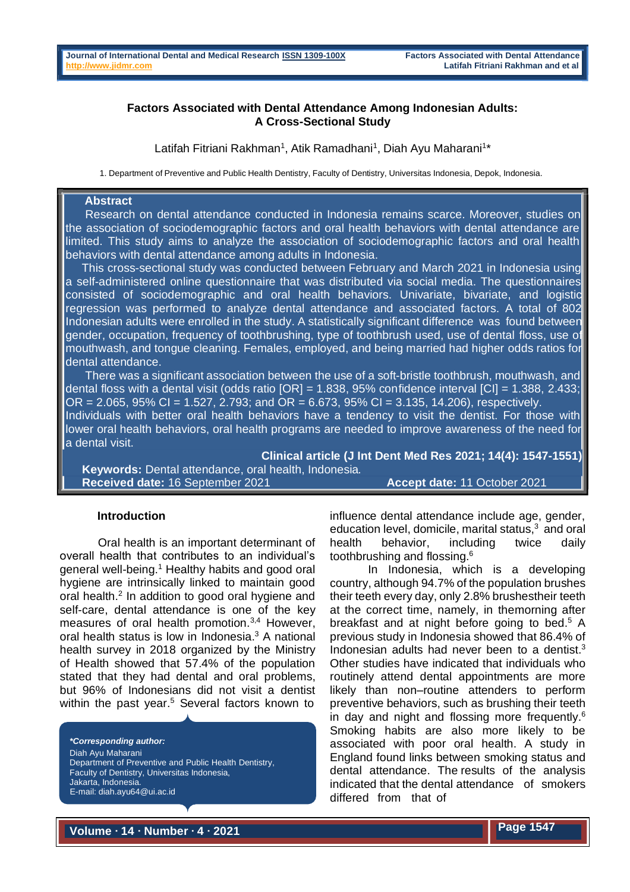# Factors Associated with Dental Attendance Among Indonesian Adults: A Cross-Sectional Study

Latifah Fitriani Rakhman[1], Atik Ramadhani[1], Diah Ayu Maharani[1*]

1. Department of Preventive and Public Health Dentistry, Faculty of Dentistry, Universitas Indonesia, Depok, Indonesia.

## Abstract

Research on dental attendance conducted in Indonesia remains scarce. Moreover, studies on the association of sociodemographic factors and oral health behaviors with dental attendance are limited. This study aims to analyze the association of sociodemographic factors and oral health behaviors with dental attendance among adults in Indonesia.

This cross-sectional study was conducted between February and March 2021 in Indonesia using a self-administered online questionnaire that was distributed via social media. The questionnaires consisted of sociodemographic and oral health behaviors. Univariate, bivariate, and logistic regression was performed to analyze dental attendance and associated factors. A total of 802 Indonesian adults were enrolled in the study. A statistically significant difference was found between gender, occupation, frequency of toothbrushing, type of toothbrush used, use of dental floss, use of mouthwash, and tongue cleaning. Females, employed, and being married had higher odds ratios for dental attendance.

There was a significant association between the use of a soft-bristle toothbrush, mouthwash, and dental floss with a dental visit (odds ratio [OR] = 1.838, 95% confidence interval [CI] = 1.388, 2.433; OR = 2.065, 95% CI = 1.527, 2.793; and OR = 6.673, 95% CI = 3.135, 14.206), respectively. Individuals with better oral health behaviors have a tendency to visit the dentist. For those with lower oral health behaviors, oral health programs are needed to improve awareness of the need for a dental visit.

**Clinical article (J Int Dent Med Res 2021; 14(4): 1547-1551)**

**Keywords:** Dental attendance, oral health, Indonesia.

**Received date:** 16 September 2021 **Accept date:** 11 October 2021

## Introduction

Oral health is an important determinant of overall health that contributes to an individual's general well-being.[1] Healthy habits and good oral hygiene are intrinsically linked to maintain good oral health.[2] In addition to good oral hygiene and self-care, dental attendance is one of the key measures of oral health promotion.[3,4] However, oral health status is low in Indonesia.[3] A national health survey in 2018 organized by the Ministry of Health showed that 57.4% of the population stated that they had dental and oral problems, but 96% of Indonesians did not visit a dentist within the past year.[5] Several factors known to influence dental attendance include age, gender, education level, domicile, marital status,[3] and oral health behavior, including twice daily toothbrushing and flossing.[6]

In Indonesia, which is a developing country, although 94.7% of the population brushes their teeth every day, only 2.8% brushestheir teeth at the correct time, namely, in themorning after breakfast and at night before going to bed.[5] A previous study in Indonesia showed that 86.4% of Indonesian adults had never been to a dentist.[3] Other studies have indicated that individuals who routinely attend dental appointments are more likely than non–routine attenders to perform preventive behaviors, such as brushing their teeth in day and night and flossing more frequently.[6] Smoking habits are also more likely to be associated with poor oral health. A study in England found links between smoking status and dental attendance. The results of the analysis indicated that the dental attendance of smokers differed from that of

*Corresponding author:*
Diah Ayu Maharani
Department of Preventive and Public Health Dentistry,
Faculty of Dentistry, Universitas Indonesia,
Jakarta, Indonesia.
E-mail: diah.ayu64@ui.ac.id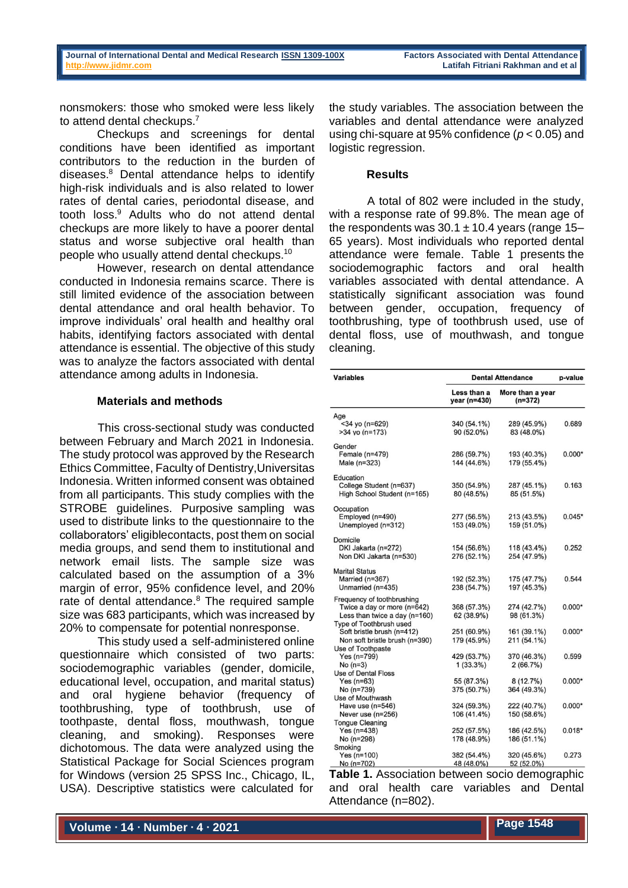nonsmokers: those who smoked were less likely to attend dental checkups.[7]

Checkups and screenings for dental conditions have been identified as important contributors to the reduction in the burden of diseases.[8] Dental attendance helps to identify high-risk individuals and is also related to lower rates of dental caries, periodontal disease, and tooth loss.[9] Adults who do not attend dental checkups are more likely to have a poorer dental status and worse subjective oral health than people who usually attend dental checkups.[10]

However, research on dental attendance conducted in Indonesia remains scarce. There is still limited evidence of the association between dental attendance and oral health behavior. To improve individuals' oral health and healthy oral habits, identifying factors associated with dental attendance is essential. The objective of this study was to analyze the factors associated with dental attendance among adults in Indonesia.

## Materials and methods

This cross-sectional study was conducted between February and March 2021 in Indonesia. The study protocol was approved by the Research Ethics Committee, Faculty of Dentistry,Universitas Indonesia. Written informed consent was obtained from all participants. This study complies with the STROBE guidelines. Purposive sampling was used to distribute links to the questionnaire to the collaborators' eligiblecontacts, post them on social media groups, and send them to institutional and network email lists. The sample size was calculated based on the assumption of a 3% margin of error, 95% confidence level, and 20% rate of dental attendance.[8] The required sample size was 683 participants, which was increased by 20% to compensate for potential nonresponse.

This study used a self-administered online questionnaire which consisted of two parts: sociodemographic variables (gender, domicile, educational level, occupation, and marital status) and oral hygiene behavior (frequency of toothbrushing, type of toothbrush, use of toothpaste, dental floss, mouthwash, tongue cleaning, and smoking). Responses were dichotomous. The data were analyzed using the Statistical Package for Social Sciences program for Windows (version 25 SPSS Inc., Chicago, IL, USA). Descriptive statistics were calculated for the study variables. The association between the variables and dental attendance were analyzed using chi-square at 95% confidence ($p < 0.05$) and logistic regression.

## Results

A total of 802 were included in the study, with a response rate of 99.8%. The mean age of the respondents was 30.1 ± 10.4 years (range 15–65 years). Most individuals who reported dental attendance were female. Table 1 presents the sociodemographic factors and oral health variables associated with dental attendance. A statistically significant association was found between gender, occupation, frequency of toothbrushing, type of toothbrush used, use of dental floss, use of mouthwash, and tongue cleaning.

| Variables | Dental Attendance | | p-value |
|---|---|---|---|
| | Less than a year (n=430) | More than a year (n=372) | |
| **Age** | | | |
| <34 yo (n=629) | 340 (54.1%) | 289 (45.9%) | 0.689 |
| >34 yo (n=173) | 90 (52.0%) | 83 (48.0%) | |
| **Gender** | | | |
| Female (n=479) | 286 (59.7%) | 193 (40.3%) | 0.000* |
| Male (n=323) | 144 (44.6%) | 179 (55.4%) | |
| **Education** | | | |
| College Student (n=637) | 350 (54.9%) | 287 (45.1%) | 0.163 |
| High School Student (n=165) | 80 (48.5%) | 85 (51.5%) | |
| **Occupation** | | | |
| Employed (n=490) | 277 (56.5%) | 213 (43.5%) | 0.045* |
| Unemployed (n=312) | 153 (49.0%) | 159 (51.0%) | |
| **Domicile** | | | |
| DKI Jakarta (n=272) | 154 (56.6%) | 118 (43.4%) | 0.252 |
| Non DKI Jakarta (n=530) | 276 (52.1%) | 254 (47.9%) | |
| **Marital Status** | | | |
| Married (n=367) | 192 (52.3%) | 175 (47.7%) | 0.544 |
| Unmarried (n=435) | 238 (54.7%) | 197 (45.3%) | |
| **Frequency of toothbrushing** | | | |
| Twice a day or more (n=642) | 368 (57.3%) | 274 (42.7%) | 0.000* |
| Less than twice a day (n=160) | 62 (38.9%) | 98 (61.3%) | |
| **Type of Toothbrush used** | | | |
| Soft bristle brush (n=412) | 251 (60.9%) | 161 (39.1%) | 0.000* |
| Non soft bristle brush (n=390) | 179 (45.9%) | 211 (54.1%) | |
| **Use of Toothpaste** | | | |
| Yes (n=799) | 429 (53.7%) | 370 (46.3%) | 0.599 |
| No (n=3) | 1 (33.3%) | 2 (66.7%) | |
| **Use of Dental Floss** | | | |
| Yes (n=63) | 55 (87.3%) | 8 (12.7%) | 0.000* |
| No (n=739) | 375 (50.7%) | 364 (49.3%) | |
| **Use of Mouthwash** | | | |
| Have use (n=546) | 324 (59.3%) | 222 (40.7%) | 0.000* |
| Never use (n=256) | 106 (41.4%) | 150 (58.6%) | |
| **Tongue Cleaning** | | | |
| Yes (n=438) | 252 (57.5%) | 186 (42.5%) | 0.018* |
| No (n=298) | 178 (48.9%) | 186 (51.1%) | |
| **Smoking** | | | |
| Yes (n=100) | 382 (54.4%) | 320 (45.6%) | 0.273 |
| No (n=702) | 48 (48.0%) | 52 (52.0%) | |

**Table 1.** Association between socio demographic and oral health care variables and Dental Attendance (n=802).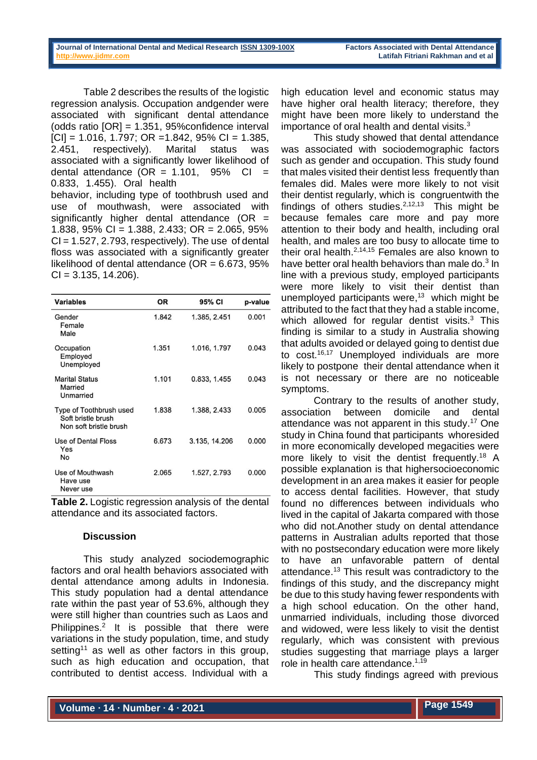Table 2 describes the results of the logistic regression analysis. Occupation andgender were associated with significant dental attendance (odds ratio [OR] = 1.351, 95%confidence interval [CI] = 1.016, 1.797; OR =1.842, 95% CI = 1.385, 2.451, respectively). Marital status was associated with a significantly lower likelihood of dental attendance (OR = 1.101, 95% CI = 0.833, 1.455). Oral health behavior, including type of toothbrush used and use of mouthwash, were associated with significantly higher dental attendance (OR = 1.838, 95% CI = 1.388, 2.433; OR = 2.065, 95% CI = 1.527, 2.793, respectively). The use of dental floss was associated with a significantly greater likelihood of dental attendance (OR = 6.673, 95% CI = 3.135, 14.206).

| Variables | OR | 95% CI | p-value |
|---|---|---|---|
| Gender<br>Female<br>Male | 1.842 | 1.385, 2.451 | 0.001 |
| Occupation<br>Employed<br>Unemployed | 1.351 | 1.016, 1.797 | 0.043 |
| Marital Status<br>Married<br>Unmarried | 1.101 | 0.833, 1.455 | 0.043 |
| Type of Toothbrush used<br>Soft bristle brush<br>Non soft bristle brush | 1.838 | 1.388, 2.433 | 0.005 |
| Use of Dental Floss<br>Yes<br>No | 6.673 | 3.135, 14.206 | 0.000 |
| Use of Mouthwash<br>Have use<br>Never use | 2.065 | 1.527, 2.793 | 0.000 |

**Table 2.** Logistic regression analysis of the dental attendance and its associated factors.

## Discussion

This study analyzed sociodemographic factors and oral health behaviors associated with dental attendance among adults in Indonesia. This study population had a dental attendance rate within the past year of 53.6%, although they were still higher than countries such as Laos and Philippines.[2] It is possible that there were variations in the study population, time, and study setting[11] as well as other factors in this group, such as high education and occupation, that contributed to dentist access. Individual with a high education level and economic status may have higher oral health literacy; therefore, they might have been more likely to understand the importance of oral health and dental visits.[3]

This study showed that dental attendance was associated with sociodemographic factors such as gender and occupation. This study found that males visited their dentist less frequently than females did. Males were more likely to not visit their dentist regularly, which is congruentwith the findings of others studies.[2,12,13] This might be because females care more and pay more attention to their body and health, including oral health, and males are too busy to allocate time to their oral health.[2,14,15] Females are also known to have better oral health behaviors than male do.[3] In line with a previous study, employed participants were more likely to visit their dentist than unemployed participants were,[13] which might be attributed to the fact that they had a stable income, which allowed for regular dentist visits.[3] This finding is similar to a study in Australia showing that adults avoided or delayed going to dentist due to cost.[16,17] Unemployed individuals are more likely to postpone their dental attendance when it is not necessary or there are no noticeable symptoms.

Contrary to the results of another study, association between domicile and dental attendance was not apparent in this study.[17] One study in China found that participants whoresided in more economically developed megacities were more likely to visit the dentist frequently.[18] A possible explanation is that highersocioeconomic development in an area makes it easier for people to access dental facilities. However, that study found no differences between individuals who lived in the capital of Jakarta compared with those who did not.Another study on dental attendance patterns in Australian adults reported that those with no postsecondary education were more likely to have an unfavorable pattern of dental attendance.[13] This result was contradictory to the findings of this study, and the discrepancy might be due to this study having fewer respondents with a high school education. On the other hand, unmarried individuals, including those divorced and widowed, were less likely to visit the dentist regularly, which was consistent with previous studies suggesting that marriage plays a larger role in health care attendance.[1,19]

This study findings agreed with previous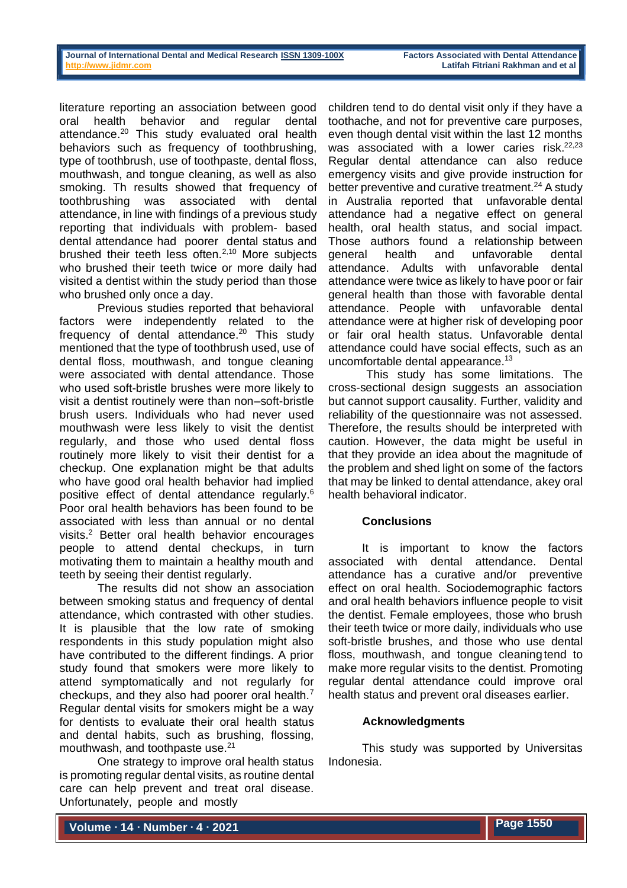literature reporting an association between good oral health behavior and regular dental attendance.[20] This study evaluated oral health behaviors such as frequency of toothbrushing, type of toothbrush, use of toothpaste, dental floss, mouthwash, and tongue cleaning, as well as also smoking. Th results showed that frequency of toothbrushing was associated with dental attendance, in line with findings of a previous study reporting that individuals with problem- based dental attendance had poorer dental status and brushed their teeth less often.[2,10] More subjects who brushed their teeth twice or more daily had visited a dentist within the study period than those who brushed only once a day.

Previous studies reported that behavioral factors were independently related to the frequency of dental attendance.[20] This study mentioned that the type of toothbrush used, use of dental floss, mouthwash, and tongue cleaning were associated with dental attendance. Those who used soft-bristle brushes were more likely to visit a dentist routinely were than non–soft-bristle brush users. Individuals who had never used mouthwash were less likely to visit the dentist regularly, and those who used dental floss routinely more likely to visit their dentist for a checkup. One explanation might be that adults who have good oral health behavior had implied positive effect of dental attendance regularly.[6] Poor oral health behaviors has been found to be associated with less than annual or no dental visits.[2] Better oral health behavior encourages people to attend dental checkups, in turn motivating them to maintain a healthy mouth and teeth by seeing their dentist regularly.

The results did not show an association between smoking status and frequency of dental attendance, which contrasted with other studies. It is plausible that the low rate of smoking respondents in this study population might also have contributed to the different findings. A prior study found that smokers were more likely to attend symptomatically and not regularly for checkups, and they also had poorer oral health.[7] Regular dental visits for smokers might be a way for dentists to evaluate their oral health status and dental habits, such as brushing, flossing, mouthwash, and toothpaste use.[21]

One strategy to improve oral health status is promoting regular dental visits, as routine dental care can help prevent and treat oral disease. Unfortunately, people and mostly children tend to do dental visit only if they have a toothache, and not for preventive care purposes, even though dental visit within the last 12 months was associated with a lower caries risk.[22,23] Regular dental attendance can also reduce emergency visits and give provide instruction for better preventive and curative treatment.[24] A study in Australia reported that unfavorable dental attendance had a negative effect on general health, oral health status, and social impact. Those authors found a relationship between general health and unfavorable dental attendance. Adults with unfavorable dental attendance were twice as likely to have poor or fair general health than those with favorable dental attendance. People with unfavorable dental attendance were at higher risk of developing poor or fair oral health status. Unfavorable dental attendance could have social effects, such as an uncomfortable dental appearance.[13]

This study has some limitations. The cross-sectional design suggests an association but cannot support causality. Further, validity and reliability of the questionnaire was not assessed. Therefore, the results should be interpreted with caution. However, the data might be useful in that they provide an idea about the magnitude of the problem and shed light on some of the factors that may be linked to dental attendance, akey oral health behavioral indicator.

## Conclusions

It is important to know the factors associated with dental attendance. Dental attendance has a curative and/or preventive effect on oral health. Sociodemographic factors and oral health behaviors influence people to visit the dentist. Female employees, those who brush their teeth twice or more daily, individuals who use soft-bristle brushes, and those who use dental floss, mouthwash, and tongue cleaning tend to make more regular visits to the dentist. Promoting regular dental visits could improve oral health status and prevent oral diseases earlier.

## Acknowledgments

This study was supported by Universitas Indonesia.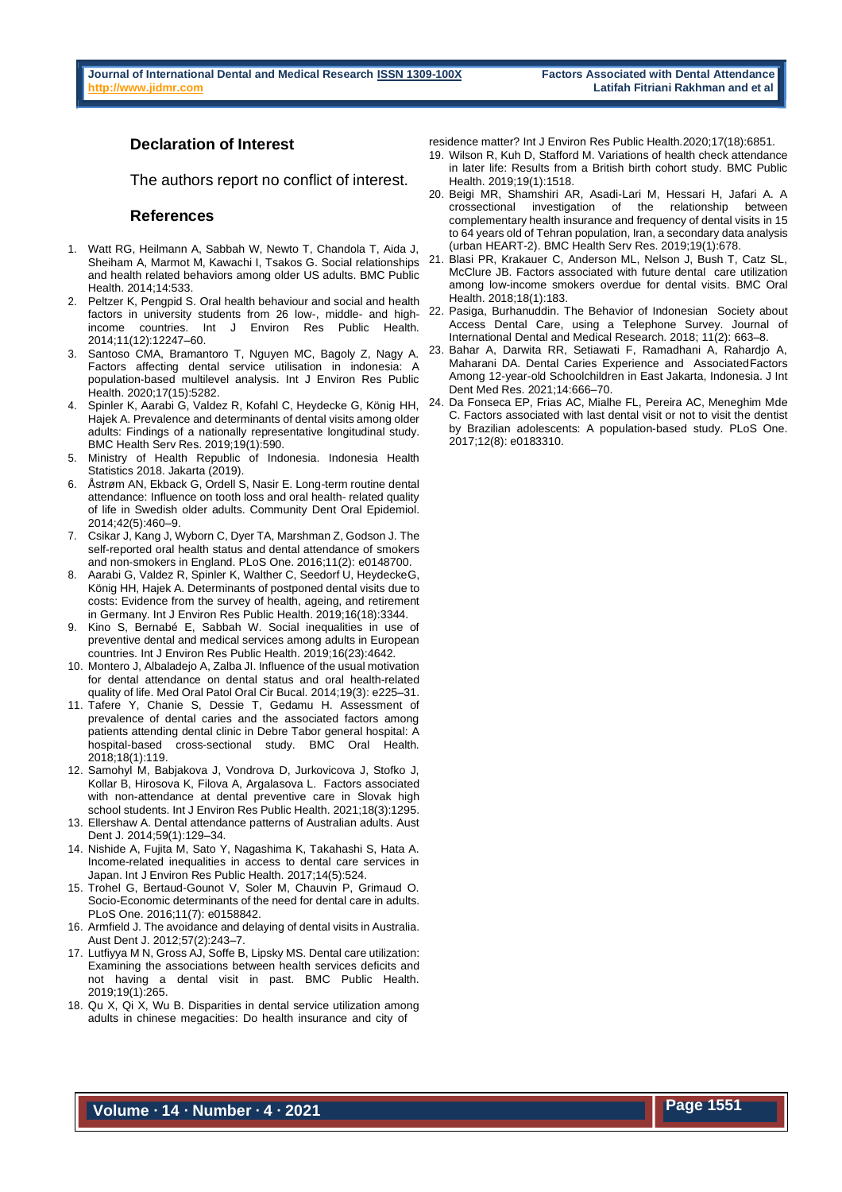## Declaration of Interest

The authors report no conflict of interest.

## References

1. Watt RG, Heilmann A, Sabbah W, Newto T, Chandola T, Aida J, Sheiham A, Marmot M, Kawachi I, Tsakos G. Social relationships and health related behaviors among older US adults. BMC Public Health. 2014;14:533.
2. Peltzer K, Pengpid S. Oral health behaviour and social and health factors in university students from 26 low-, middle- and high-income countries. Int J Environ Res Public Health. 2014;11(12):12247–60.
3. Santoso CMA, Bramantoro T, Nguyen MC, Bagoly Z, Nagy A. Factors affecting dental service utilisation in indonesia: A population-based multilevel analysis. Int J Environ Res Public Health. 2020;17(15):5282.
4. Spinler K, Aarabi G, Valdez R, Kofahl C, Heydecke G, König HH, Hajek A. Prevalence and determinants of dental visits among older adults: Findings of a nationally representative longitudinal study. BMC Health Serv Res. 2019;19(1):590.
5. Ministry of Health Republic of Indonesia. Indonesia Health Statistics 2018. Jakarta (2019).
6. Åstrøm AN, Ekback G, Ordell S, Nasir E. Long-term routine dental attendance: Influence on tooth loss and oral health- related quality of life in Swedish older adults. Community Dent Oral Epidemiol. 2014;42(5):460–9.
7. Csikar J, Kang J, Wyborn C, Dyer TA, Marshman Z, Godson J. The self-reported oral health status and dental attendance of smokers and non-smokers in England. PLoS One. 2016;11(2): e0148700.
8. Aarabi G, Valdez R, Spinler K, Walther C, Seedorf U, HeydeckeG, König HH, Hajek A. Determinants of postponed dental visits due to costs: Evidence from the survey of health, ageing, and retirement in Germany. Int J Environ Res Public Health. 2019;16(18):3344.
9. Kino S, Bernabé E, Sabbah W. Social inequalities in use of preventive dental and medical services among adults in European countries. Int J Environ Res Public Health. 2019;16(23):4642.
10. Montero J, Albaladejo A, Zalba JI. Influence of the usual motivation for dental attendance on dental status and oral health-related quality of life. Med Oral Patol Oral Cir Bucal. 2014;19(3): e225–31.
11. Tafere Y, Chanie S, Dessie T, Gedamu H. Assessment of prevalence of dental caries and the associated factors among patients attending dental clinic in Debre Tabor general hospital: A hospital-based cross-sectional study. BMC Oral Health. 2018;18(1):119.
12. Samohyl M, Babjakova J, Vondrova D, Jurkovicova J, Stofko J, Kollar B, Hirosova K, Filova A, Argalasova L. Factors associated with non-attendance at dental preventive care in Slovak high school students. Int J Environ Res Public Health. 2021;18(3):1295.
13. Ellershaw A. Dental attendance patterns of Australian adults. Aust Dent J. 2014;59(1):129–34.
14. Nishide A, Fujita M, Sato Y, Nagashima K, Takahashi S, Hata A. Income-related inequalities in access to dental care services in Japan. Int J Environ Res Public Health. 2017;14(5):524.
15. Trohel G, Bertaud-Gounot V, Soler M, Chauvin P, Grimaud O. Socio-Economic determinants of the need for dental care in adults. PLoS One. 2016;11(7): e0158842.
16. Armfield J. The avoidance and delaying of dental visits in Australia. Aust Dent J. 2012;57(2):243–7.
17. Lutfiyya M N, Gross AJ, Soffe B, Lipsky MS. Dental care utilization: Examining the associations between health services deficits and not having a dental visit in past. BMC Public Health. 2019;19(1):265.
18. Qu X, Qi X, Wu B. Disparities in dental service utilization among adults in chinese megacities: Do health insurance and city of residence matter? Int J Environ Res Public Health.2020;17(18):6851.
19. Wilson R, Kuh D, Stafford M. Variations of health check attendance in later life: Results from a British birth cohort study. BMC Public Health. 2019;19(1):1518.
20. Beigi MR, Shamshiri AR, Asadi-Lari M, Hessari H, Jafari A. A crossectional investigation of the relationship between complementary health insurance and frequency of dental visits in 15 to 64 years old of Tehran population, Iran, a secondary data analysis (urban HEART-2). BMC Health Serv Res. 2019;19(1):678.
21. Blasi PR, Krakauer C, Anderson ML, Nelson J, Bush T, Catz SL, McClure JB. Factors associated with future dental care utilization among low-income smokers overdue for dental visits. BMC Oral Health. 2018;18(1):183.
22. Pasiga, Burhanuddin. The Behavior of Indonesian Society about Access Dental Care, using a Telephone Survey. Journal of International Dental and Medical Research. 2018; 11(2): 663–8.
23. Bahar A, Darwita RR, Setiawati F, Ramadhani A, Rahardjo A, Maharani DA. Dental Caries Experience and AssociatedFactors Among 12-year-old Schoolchildren in East Jakarta, Indonesia. J Int Dent Med Res. 2021;14:666–70.
24. Da Fonseca EP, Frias AC, Mialhe FL, Pereira AC, Meneghim Mde C. Factors associated with last dental visit or not to visit the dentist by Brazilian adolescents: A population-based study. PLoS One. 2017;12(8): e0183310.